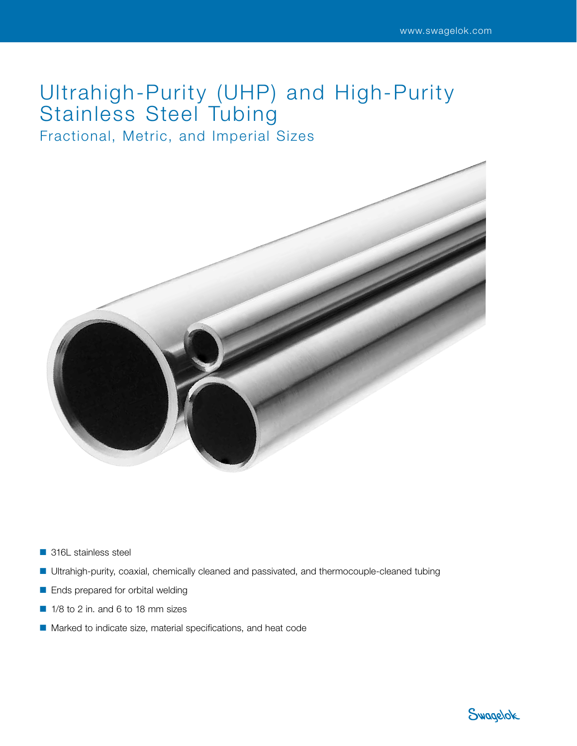# Ultrahigh-Purity (UHP) and High-Purity Stainless Steel Tubing

## Fractional, Metric, and Imperial Sizes

- 316L stainless steel
- Ultrahigh-purity, coaxial, chemically cleaned and passivated, and thermocouple-cleaned tubing
- Ends prepared for orbital welding
- 1/8 to 2 in. and 6 to 18 mm sizes
- Marked to indicate size, material specifications, and heat code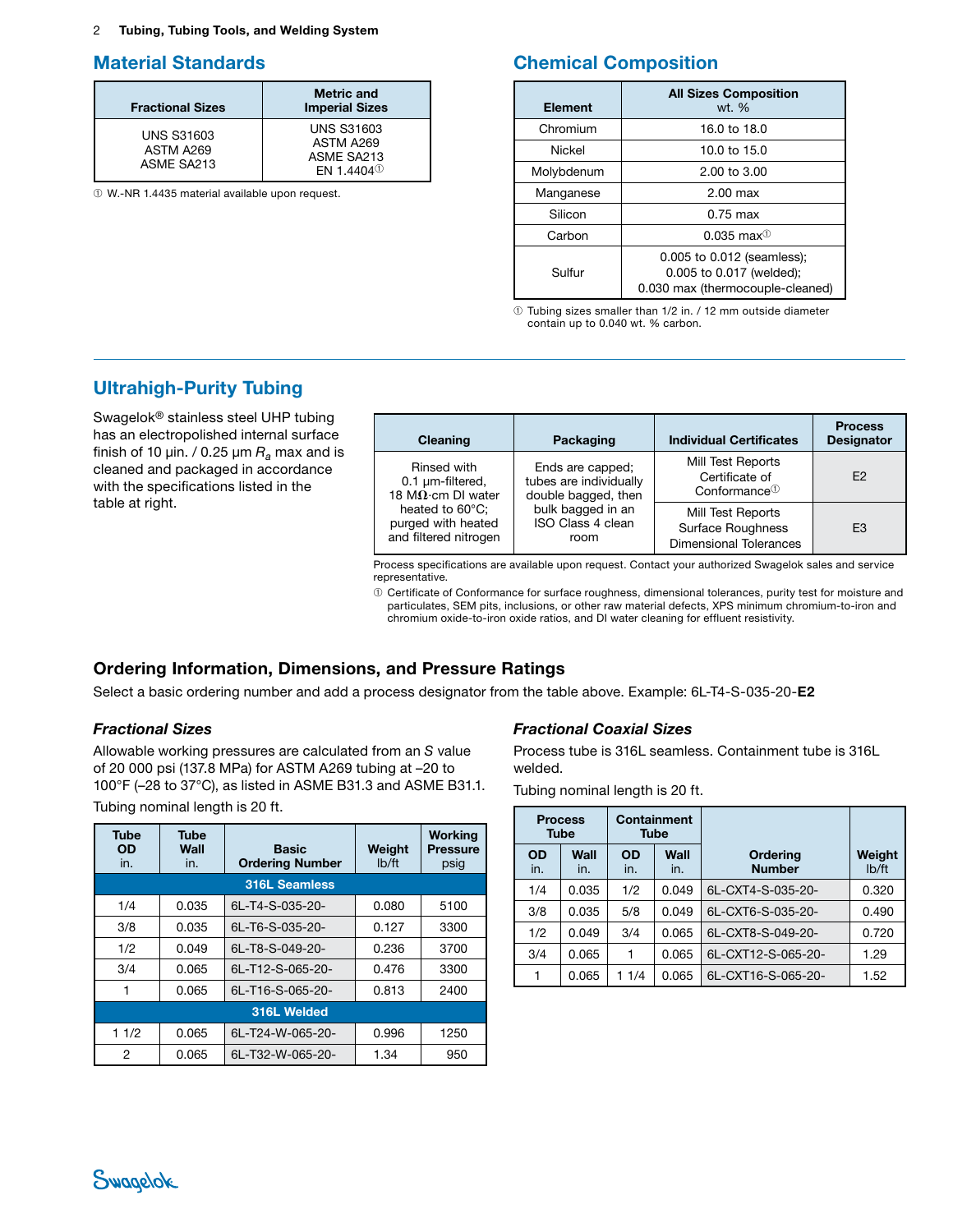## Material Standards

| Fractional Sizes | Metric and Imperial Sizes |
|---|---|
| UNS S31603<br>ASTM A269<br>ASME SA213 | UNS S31603<br>ASTM A269<br>ASME SA213<br>EN 1.4404① |

① W.-NR 1.4435 material available upon request.

## Chemical Composition

| Element | All Sizes Composition wt. % |
|---|---|
| Chromium | 16.0 to 18.0 |
| Nickel | 10.0 to 15.0 |
| Molybdenum | 2.00 to 3.00 |
| Manganese | 2.00 max |
| Silicon | 0.75 max |
| Carbon | 0.035 max① |
| Sulfur | 0.005 to 0.012 (seamless);<br>0.005 to 0.017 (welded);<br>0.030 max (thermocouple-cleaned) |

① Tubing sizes smaller than 1/2 in. / 12 mm outside diameter contain up to 0.040 wt. % carbon.

## Ultrahigh-Purity Tubing

Swagelok® stainless steel UHP tubing has an electropolished internal surface finish of 10 µin. / 0.25 µm $R_a$ max and is cleaned and packaged in accordance with the specifications listed in the table at right.

| Cleaning | Packaging | Individual Certificates | Process Designator |
|---|---|---|---|
| Rinsed with 0.1 µm-filtered, 18 MΩ·cm DI water heated to 60°C; purged with heated and filtered nitrogen | Ends are capped; tubes are individually double bagged, then bulk bagged in an ISO Class 4 clean room | Mill Test Reports<br>Certificate of Conformance① | E2 |
| | | Mill Test Reports<br>Surface Roughness<br>Dimensional Tolerances | E3 |

Process specifications are available upon request. Contact your authorized Swagelok sales and service representative.

① Certificate of Conformance for surface roughness, dimensional tolerances, purity test for moisture and particulates, SEM pits, inclusions, or other raw material defects, XPS minimum chromium-to-iron and chromium oxide-to-iron oxide ratios, and DI water cleaning for effluent resistivity.

## Ordering Information, Dimensions, and Pressure Ratings

Select a basic ordering number and add a process designator from the table above. Example: 6L-T4-S-035-20-**E2**

### *Fractional Sizes*

Allowable working pressures are calculated from an *S* value of 20 000 psi (137.8 MPa) for ASTM A269 tubing at –20 to 100°F (–28 to 37°C), as listed in ASME B31.3 and ASME B31.1.

Tubing nominal length is 20 ft.

| Tube OD in. | Tube Wall in. | Basic Ordering Number | Weight lb/ft | Working Pressure psig |
|---|---|---|---|---|
| **316L Seamless** | | | | |
| 1/4 | 0.035 | 6L-T4-S-035-20- | 0.080 | 5100 |
| 3/8 | 0.035 | 6L-T6-S-035-20- | 0.127 | 3300 |
| 1/2 | 0.049 | 6L-T8-S-049-20- | 0.236 | 3700 |
| 3/4 | 0.065 | 6L-T12-S-065-20- | 0.476 | 3300 |
| 1 | 0.065 | 6L-T16-S-065-20- | 0.813 | 2400 |
| **316L Welded** | | | | |
| 1 1/2 | 0.065 | 6L-T24-W-065-20- | 0.996 | 1250 |
| 2 | 0.065 | 6L-T32-W-065-20- | 1.34 | 950 |

### *Fractional Coaxial Sizes*

Process tube is 316L seamless. Containment tube is 316L welded.

Tubing nominal length is 20 ft.

| Process Tube | | Containment Tube | | | |
|---|---|---|---|---|---|
| OD in. | Wall in. | OD in. | Wall in. | Ordering Number | Weight lb/ft |
| 1/4 | 0.035 | 1/2 | 0.049 | 6L-CXT4-S-035-20- | 0.320 |
| 3/8 | 0.035 | 5/8 | 0.049 | 6L-CXT6-S-035-20- | 0.490 |
| 1/2 | 0.049 | 3/4 | 0.065 | 6L-CXT8-S-049-20- | 0.720 |
| 3/4 | 0.065 | 1 | 0.065 | 6L-CXT12-S-065-20- | 1.29 |
| 1 | 0.065 | 1 1/4 | 0.065 | 6L-CXT16-S-065-20- | 1.52 |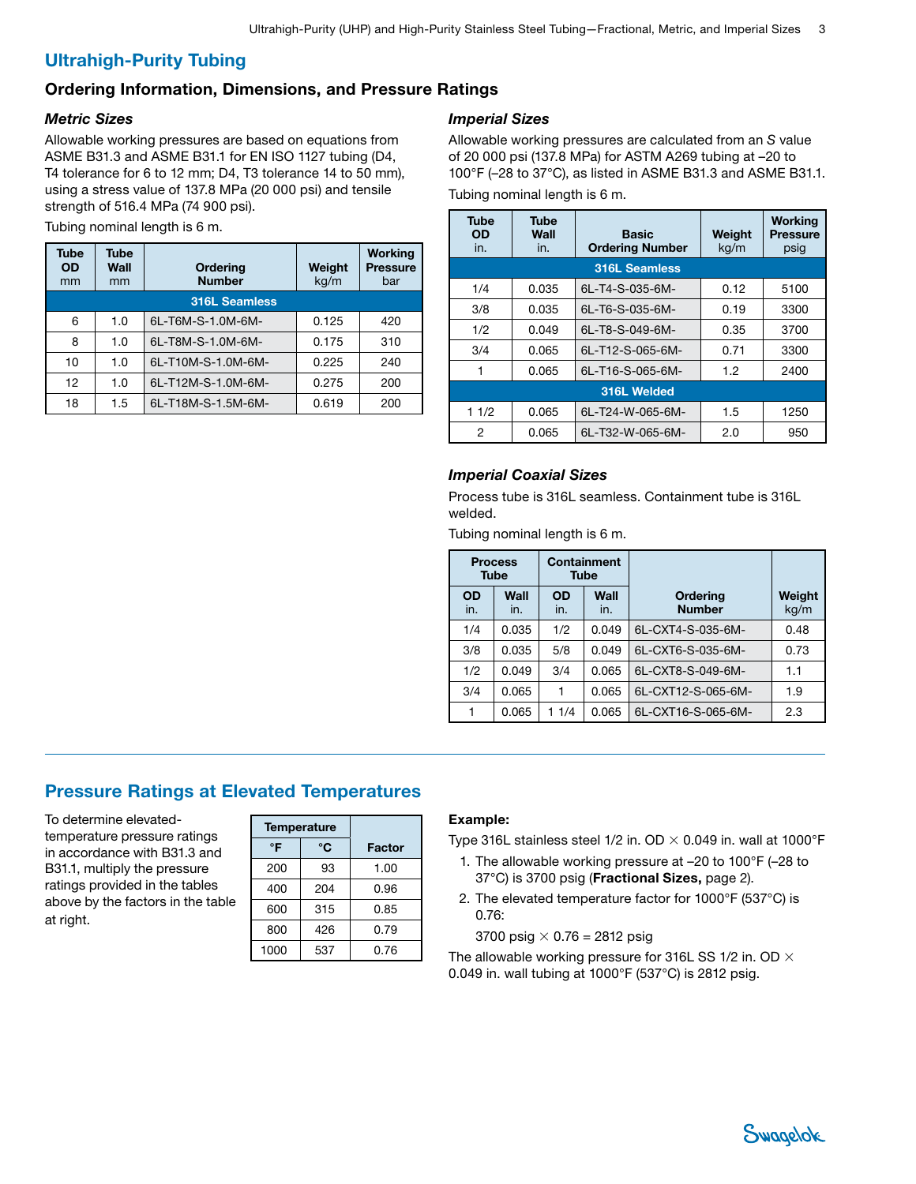## Ultrahigh-Purity Tubing

### Ordering Information, Dimensions, and Pressure Ratings

#### *Metric Sizes*

Allowable working pressures are based on equations from ASME B31.3 and ASME B31.1 for EN ISO 1127 tubing (D4, T4 tolerance for 6 to 12 mm; D4, T3 tolerance 14 to 50 mm), using a stress value of 137.8 MPa (20 000 psi) and tensile strength of 516.4 MPa (74 900 psi).

Tubing nominal length is 6 m.

| Tube OD mm | Tube Wall mm | Ordering Number | Weight kg/m | Working Pressure bar |
|---|---|---|---|---|
| **316L Seamless** | | | | |
| 6 | 1.0 | 6L-T6M-S-1.0M-6M- | 0.125 | 420 |
| 8 | 1.0 | 6L-T8M-S-1.0M-6M- | 0.175 | 310 |
| 10 | 1.0 | 6L-T10M-S-1.0M-6M- | 0.225 | 240 |
| 12 | 1.0 | 6L-T12M-S-1.0M-6M- | 0.275 | 200 |
| 18 | 1.5 | 6L-T18M-S-1.5M-6M- | 0.619 | 200 |

#### *Imperial Sizes*

Allowable working pressures are calculated from an *S* value of 20 000 psi (137.8 MPa) for ASTM A269 tubing at –20 to 100°F (–28 to 37°C), as listed in ASME B31.3 and ASME B31.1.

Tubing nominal length is 6 m.

| Tube OD in. | Tube Wall in. | Basic Ordering Number | Weight kg/m | Working Pressure psig |
|---|---|---|---|---|
| **316L Seamless** | | | | |
| 1/4 | 0.035 | 6L-T4-S-035-6M- | 0.12 | 5100 |
| 3/8 | 0.035 | 6L-T6-S-035-6M- | 0.19 | 3300 |
| 1/2 | 0.049 | 6L-T8-S-049-6M- | 0.35 | 3700 |
| 3/4 | 0.065 | 6L-T12-S-065-6M- | 0.71 | 3300 |
| 1 | 0.065 | 6L-T16-S-065-6M- | 1.2 | 2400 |
| **316L Welded** | | | | |
| 1 1/2 | 0.065 | 6L-T24-W-065-6M- | 1.5 | 1250 |
| 2 | 0.065 | 6L-T32-W-065-6M- | 2.0 | 950 |

#### *Imperial Coaxial Sizes*

Process tube is 316L seamless. Containment tube is 316L welded.

Tubing nominal length is 6 m.

| Process Tube | | Containment Tube | | Ordering Number | Weight kg/m |
|---|---|---|---|---|---|
| OD in. | Wall in. | OD in. | Wall in. | | |
| 1/4 | 0.035 | 1/2 | 0.049 | 6L-CXT4-S-035-6M- | 0.48 |
| 3/8 | 0.035 | 5/8 | 0.049 | 6L-CXT6-S-035-6M- | 0.73 |
| 1/2 | 0.049 | 3/4 | 0.065 | 6L-CXT8-S-049-6M- | 1.1 |
| 3/4 | 0.065 | 1 | 0.065 | 6L-CXT12-S-065-6M- | 1.9 |
| 1 | 0.065 | 1 1/4 | 0.065 | 6L-CXT16-S-065-6M- | 2.3 |

## Pressure Ratings at Elevated Temperatures

To determine elevated-temperature pressure ratings in accordance with B31.3 and B31.1, multiply the pressure ratings provided in the tables above by the factors in the table at right.

| Temperature | | Factor |
|---|---|---|
| °F | °C | |
| 200 | 93 | 1.00 |
| 400 | 204 | 0.96 |
| 600 | 315 | 0.85 |
| 800 | 426 | 0.79 |
| 1000 | 537 | 0.76 |

**Example:**

Type 316L stainless steel 1/2 in. OD × 0.049 in. wall at 1000°F

1. The allowable working pressure at –20 to 100°F (–28 to 37°C) is 3700 psig (**Fractional Sizes,** page 2).
2. The elevated temperature factor for 1000°F (537°C) is 0.76:

   3700 psig × 0.76 = 2812 psig

The allowable working pressure for 316L SS 1/2 in. OD × 0.049 in. wall tubing at 1000°F (537°C) is 2812 psig.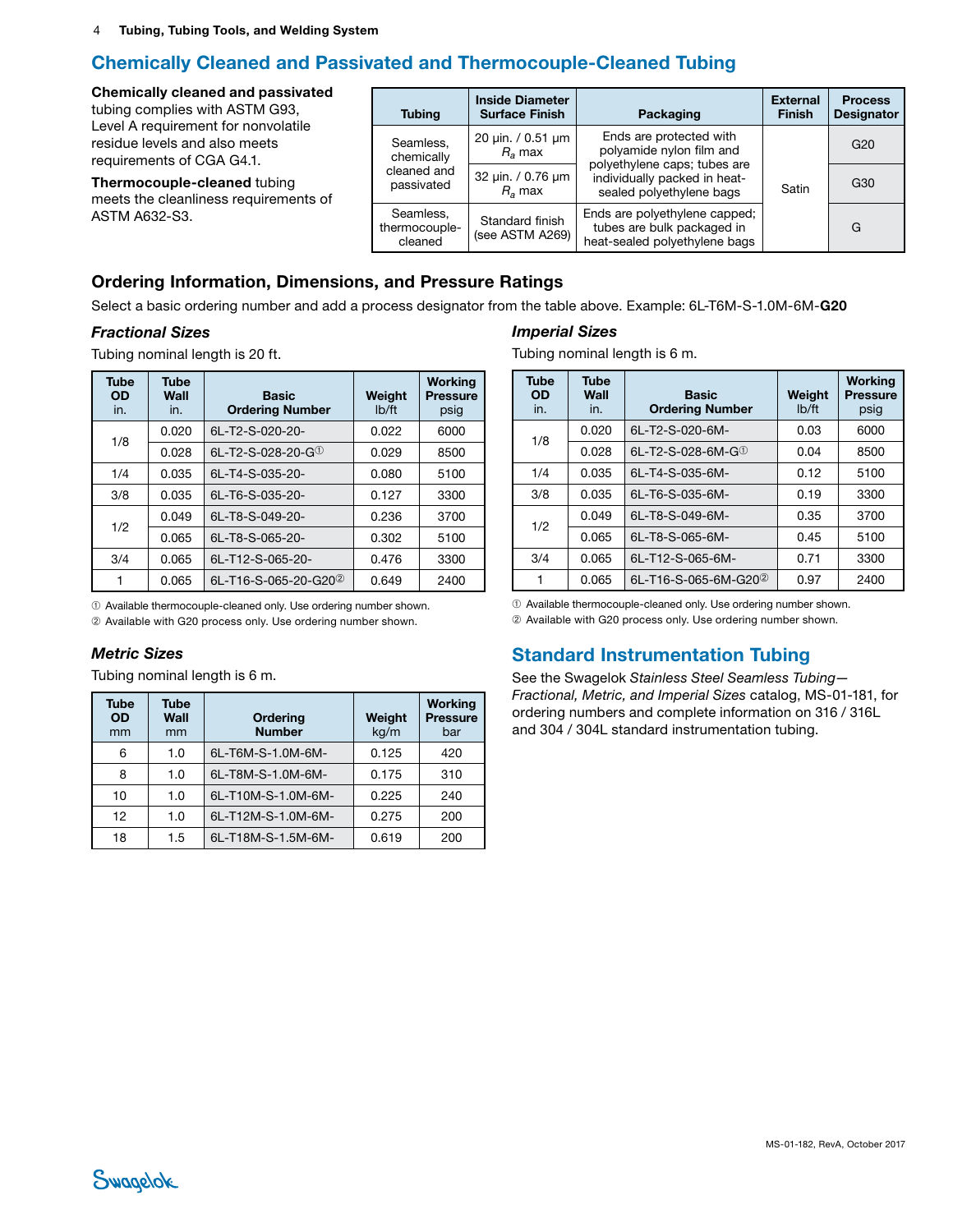## Chemically Cleaned and Passivated and Thermocouple-Cleaned Tubing

**Chemically cleaned and passivated** tubing complies with ASTM G93, Level A requirement for nonvolatile residue levels and also meets requirements of CGA G4.1.

**Thermocouple-cleaned** tubing meets the cleanliness requirements of ASTM A632-S3.

| Tubing | Inside Diameter Surface Finish | Packaging | External Finish | Process Designator |
|---|---|---|---|---|
| Seamless, chemically cleaned and passivated | 20 µin. / 0.51 µm $R_a$ max | Ends are protected with polyamide nylon film and polyethylene caps; tubes are individually packed in heat-sealed polyethylene bags | Satin | G20 |
| | 32 µin. / 0.76 µm $R_a$ max | | | G30 |
| Seamless, thermocouple-cleaned | Standard finish (see ASTM A269) | Ends are polyethylene capped; tubes are bulk packaged in heat-sealed polyethylene bags | | G |

### Ordering Information, Dimensions, and Pressure Ratings

Select a basic ordering number and add a process designator from the table above. Example: 6L-T6M-S-1.0M-6M-**G20**

#### *Fractional Sizes*

Tubing nominal length is 20 ft.

| Tube OD in. | Tube Wall in. | Basic Ordering Number | Weight lb/ft | Working Pressure psig |
|---|---|---|---|---|
| 1/8 | 0.020 | 6L-T2-S-020-20- | 0.022 | 6000 |
| | 0.028 | 6L-T2-S-028-20-G① | 0.029 | 8500 |
| 1/4 | 0.035 | 6L-T4-S-035-20- | 0.080 | 5100 |
| 3/8 | 0.035 | 6L-T6-S-035-20- | 0.127 | 3300 |
| 1/2 | 0.049 | 6L-T8-S-049-20- | 0.236 | 3700 |
| | 0.065 | 6L-T8-S-065-20- | 0.302 | 5100 |
| 3/4 | 0.065 | 6L-T12-S-065-20- | 0.476 | 3300 |
| 1 | 0.065 | 6L-T16-S-065-20-G20② | 0.649 | 2400 |

① Available thermocouple-cleaned only. Use ordering number shown.
② Available with G20 process only. Use ordering number shown.

#### *Metric Sizes*

Tubing nominal length is 6 m.

| Tube OD mm | Tube Wall mm | Ordering Number | Weight kg/m | Working Pressure bar |
|---|---|---|---|---|
| 6 | 1.0 | 6L-T6M-S-1.0M-6M- | 0.125 | 420 |
| 8 | 1.0 | 6L-T8M-S-1.0M-6M- | 0.175 | 310 |
| 10 | 1.0 | 6L-T10M-S-1.0M-6M- | 0.225 | 240 |
| 12 | 1.0 | 6L-T12M-S-1.0M-6M- | 0.275 | 200 |
| 18 | 1.5 | 6L-T18M-S-1.5M-6M- | 0.619 | 200 |

#### *Imperial Sizes*

Tubing nominal length is 6 m.

| Tube OD in. | Tube Wall in. | Basic Ordering Number | Weight lb/ft | Working Pressure psig |
|---|---|---|---|---|
| 1/8 | 0.020 | 6L-T2-S-020-6M- | 0.03 | 6000 |
| | 0.028 | 6L-T2-S-028-6M-G① | 0.04 | 8500 |
| 1/4 | 0.035 | 6L-T4-S-035-6M- | 0.12 | 5100 |
| 3/8 | 0.035 | 6L-T6-S-035-6M- | 0.19 | 3300 |
| 1/2 | 0.049 | 6L-T8-S-049-6M- | 0.35 | 3700 |
| | 0.065 | 6L-T8-S-065-6M- | 0.45 | 5100 |
| 3/4 | 0.065 | 6L-T12-S-065-6M- | 0.71 | 3300 |
| 1 | 0.065 | 6L-T16-S-065-6M-G20② | 0.97 | 2400 |

① Available thermocouple-cleaned only. Use ordering number shown.
② Available with G20 process only. Use ordering number shown.

## Standard Instrumentation Tubing

See the Swagelok *Stainless Steel Seamless Tubing—Fractional, Metric, and Imperial Sizes* catalog, MS-01-181, for ordering numbers and complete information on 316 / 316L and 304 / 304L standard instrumentation tubing.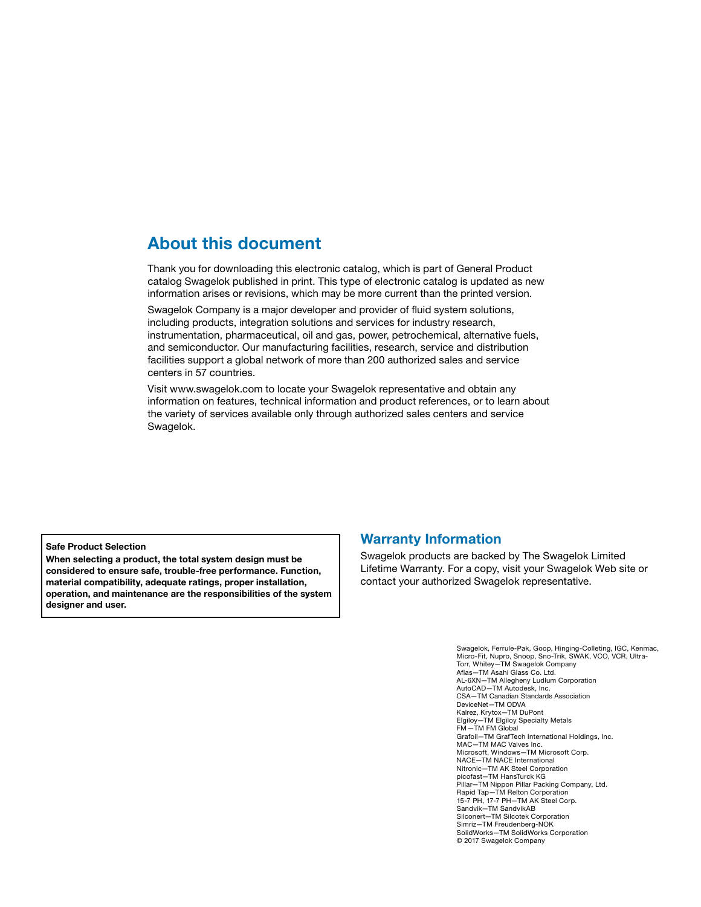## About this document

Thank you for downloading this electronic catalog, which is part of General Product catalog Swagelok published in print. This type of electronic catalog is updated as new information arises or revisions, which may be more current than the printed version.

Swagelok Company is a major developer and provider of fluid system solutions, including products, integration solutions and services for industry research, instrumentation, pharmaceutical, oil and gas, power, petrochemical, alternative fuels, and semiconductor. Our manufacturing facilities, research, service and distribution facilities support a global network of more than 200 authorized sales and service centers in 57 countries.

Visit www.swagelok.com to locate your Swagelok representative and obtain any information on features, technical information and product references, or to learn about the variety of services available only through authorized sales centers and service Swagelok.

**Safe Product Selection**

**When selecting a product, the total system design must be considered to ensure safe, trouble-free performance. Function, material compatibility, adequate ratings, proper installation, operation, and maintenance are the responsibilities of the system designer and user.**

## Warranty Information

Swagelok products are backed by The Swagelok Limited Lifetime Warranty. For a copy, visit your Swagelok Web site or contact your authorized Swagelok representative.

Swagelok, Ferrule-Pak, Goop, Hinging-Colleting, IGC, Kenmac, Micro-Fit, Nupro, Snoop, Sno-Trik, SWAK, VCO, VCR, Ultra-Torr, Whitey—TM Swagelok Company
Aflas—TM Asahi Glass Co. Ltd.
AL-6XN—TM Allegheny Ludlum Corporation
AutoCAD—TM Autodesk, Inc.
CSA—TM Canadian Standards Association
DeviceNet—TM ODVA
Kalrez, Krytox—TM DuPont
Elgiloy—TM Elgiloy Specialty Metals
FM—TM FM Global
Grafoil—TM GrafTech International Holdings, Inc.
MAC—TM MAC Valves Inc.
Microsoft, Windows—TM Microsoft Corp.
NACE—TM NACE International
Nitronic—TM AK Steel Corporation
picofast—TM HansTurck KG
Pillar—TM Nippon Pillar Packing Company, Ltd.
Rapid Tap—TM Relton Corporation
15-7 PH, 17-7 PH—TM AK Steel Corp.
Sandvik—TM SandvikAB
Silconert—TM Silcotek Corporation
Simriz—TM Freudenberg-NOK
SolidWorks—TM SolidWorks Corporation
© 2017 Swagelok Company